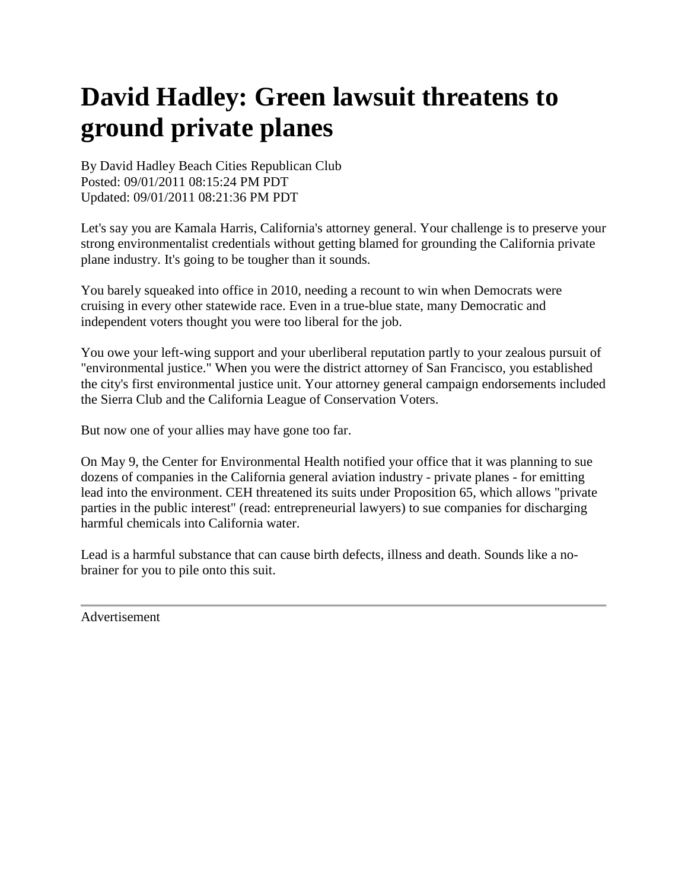# David Hadley: Green lawsuit threatens to ground private planes

By David Hadley Beach Cities Republican Club
Posted: 09/01/2011 08:15:24 PM PDT
Updated: 09/01/2011 08:21:36 PM PDT

Let's say you are Kamala Harris, California's attorney general. Your challenge is to preserve your strong environmentalist credentials without getting blamed for grounding the California private plane industry. It's going to be tougher than it sounds.

You barely squeaked into office in 2010, needing a recount to win when Democrats were cruising in every other statewide race. Even in a true-blue state, many Democratic and independent voters thought you were too liberal for the job.

You owe your left-wing support and your uberliberal reputation partly to your zealous pursuit of "environmental justice." When you were the district attorney of San Francisco, you established the city's first environmental justice unit. Your attorney general campaign endorsements included the Sierra Club and the California League of Conservation Voters.

But now one of your allies may have gone too far.

On May 9, the Center for Environmental Health notified your office that it was planning to sue dozens of companies in the California general aviation industry - private planes - for emitting lead into the environment. CEH threatened its suits under Proposition 65, which allows "private parties in the public interest" (read: entrepreneurial lawyers) to sue companies for discharging harmful chemicals into California water.

Lead is a harmful substance that can cause birth defects, illness and death. Sounds like a no-brainer for you to pile onto this suit.

---

Advertisement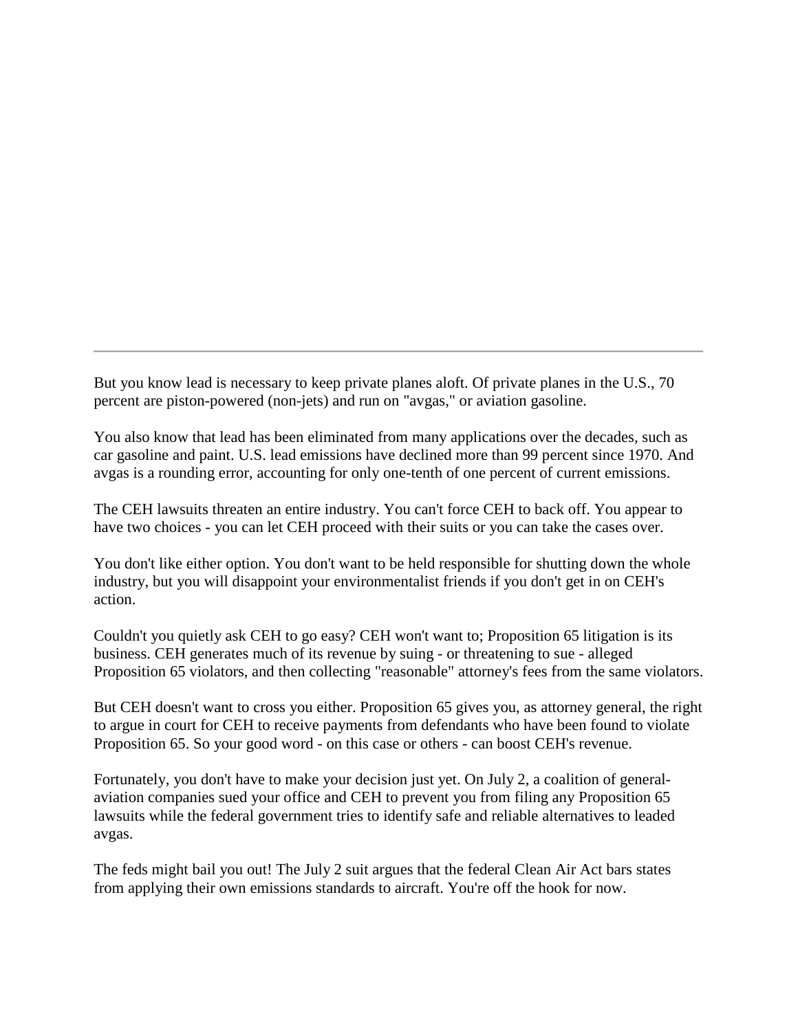---

But you know lead is necessary to keep private planes aloft. Of private planes in the U.S., 70 percent are piston-powered (non-jets) and run on "avgas," or aviation gasoline.

You also know that lead has been eliminated from many applications over the decades, such as car gasoline and paint. U.S. lead emissions have declined more than 99 percent since 1970. And avgas is a rounding error, accounting for only one-tenth of one percent of current emissions.

The CEH lawsuits threaten an entire industry. You can't force CEH to back off. You appear to have two choices - you can let CEH proceed with their suits or you can take the cases over.

You don't like either option. You don't want to be held responsible for shutting down the whole industry, but you will disappoint your environmentalist friends if you don't get in on CEH's action.

Couldn't you quietly ask CEH to go easy? CEH won't want to; Proposition 65 litigation is its business. CEH generates much of its revenue by suing - or threatening to sue - alleged Proposition 65 violators, and then collecting "reasonable" attorney's fees from the same violators.

But CEH doesn't want to cross you either. Proposition 65 gives you, as attorney general, the right to argue in court for CEH to receive payments from defendants who have been found to violate Proposition 65. So your good word - on this case or others - can boost CEH's revenue.

Fortunately, you don't have to make your decision just yet. On July 2, a coalition of general-aviation companies sued your office and CEH to prevent you from filing any Proposition 65 lawsuits while the federal government tries to identify safe and reliable alternatives to leaded avgas.

The feds might bail you out! The July 2 suit argues that the federal Clean Air Act bars states from applying their own emissions standards to aircraft. You're off the hook for now.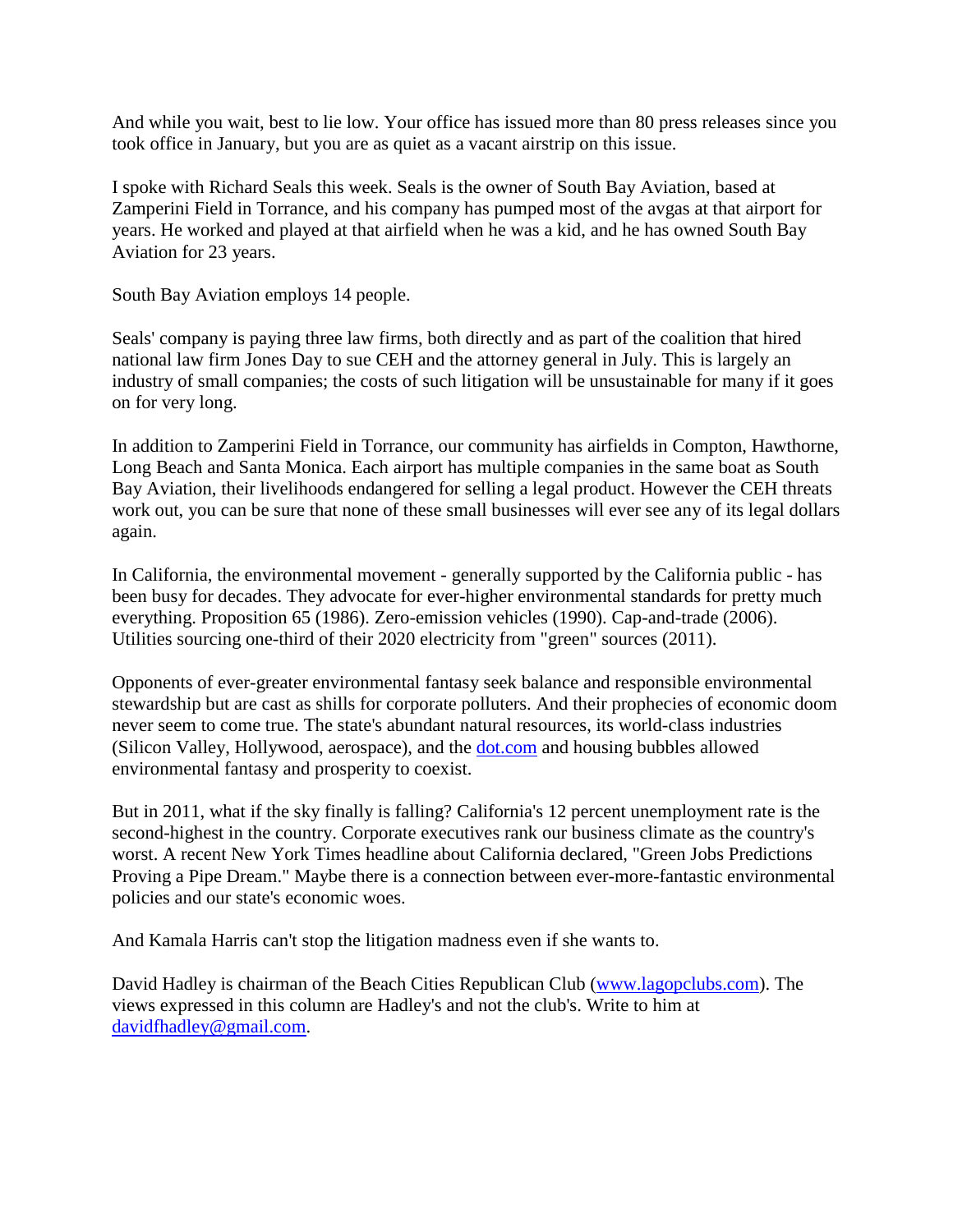And while you wait, best to lie low. Your office has issued more than 80 press releases since you took office in January, but you are as quiet as a vacant airstrip on this issue.

I spoke with Richard Seals this week. Seals is the owner of South Bay Aviation, based at Zamperini Field in Torrance, and his company has pumped most of the avgas at that airport for years. He worked and played at that airfield when he was a kid, and he has owned South Bay Aviation for 23 years.

South Bay Aviation employs 14 people.

Seals' company is paying three law firms, both directly and as part of the coalition that hired national law firm Jones Day to sue CEH and the attorney general in July. This is largely an industry of small companies; the costs of such litigation will be unsustainable for many if it goes on for very long.

In addition to Zamperini Field in Torrance, our community has airfields in Compton, Hawthorne, Long Beach and Santa Monica. Each airport has multiple companies in the same boat as South Bay Aviation, their livelihoods endangered for selling a legal product. However the CEH threats work out, you can be sure that none of these small businesses will ever see any of its legal dollars again.

In California, the environmental movement - generally supported by the California public - has been busy for decades. They advocate for ever-higher environmental standards for pretty much everything. Proposition 65 (1986). Zero-emission vehicles (1990). Cap-and-trade (2006). Utilities sourcing one-third of their 2020 electricity from "green" sources (2011).

Opponents of ever-greater environmental fantasy seek balance and responsible environmental stewardship but are cast as shills for corporate polluters. And their prophecies of economic doom never seem to come true. The state's abundant natural resources, its world-class industries (Silicon Valley, Hollywood, aerospace), and the [dot.com](dot.com) and housing bubbles allowed environmental fantasy and prosperity to coexist.

But in 2011, what if the sky finally is falling? California's 12 percent unemployment rate is the second-highest in the country. Corporate executives rank our business climate as the country's worst. A recent New York Times headline about California declared, "Green Jobs Predictions Proving a Pipe Dream." Maybe there is a connection between ever-more-fantastic environmental policies and our state's economic woes.

And Kamala Harris can't stop the litigation madness even if she wants to.

David Hadley is chairman of the Beach Cities Republican Club ([www.lagopclubs.com](www.lagopclubs.com)). The views expressed in this column are Hadley's and not the club's. Write to him at [davidfhadley@gmail.com](mailto:davidfhadley@gmail.com).